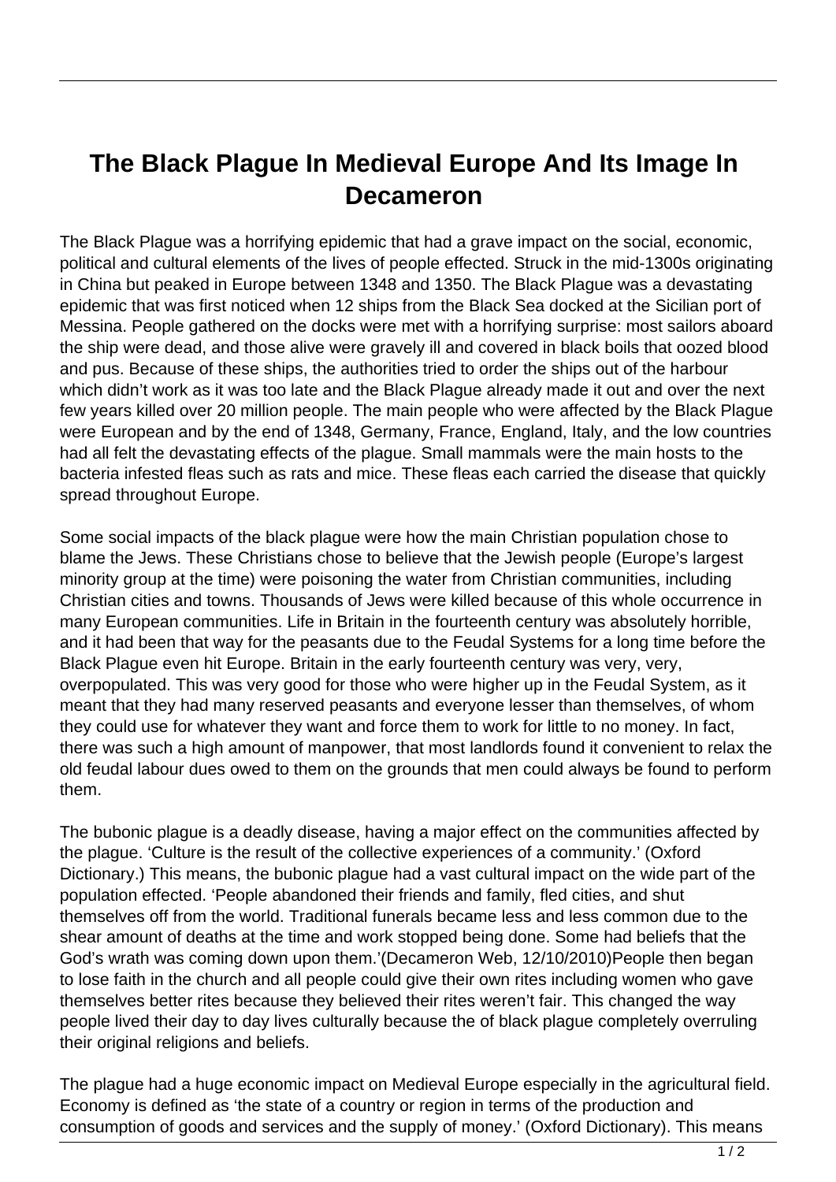# The Black Plague In Medieval Europe And Its Image In Decameron

The Black Plague was a horrifying epidemic that had a grave impact on the social, economic, political and cultural elements of the lives of people effected. Struck in the mid-1300s originating in China but peaked in Europe between 1348 and 1350. The Black Plague was a devastating epidemic that was first noticed when 12 ships from the Black Sea docked at the Sicilian port of Messina. People gathered on the docks were met with a horrifying surprise: most sailors aboard the ship were dead, and those alive were gravely ill and covered in black boils that oozed blood and pus. Because of these ships, the authorities tried to order the ships out of the harbour which didn't work as it was too late and the Black Plague already made it out and over the next few years killed over 20 million people. The main people who were affected by the Black Plague were European and by the end of 1348, Germany, France, England, Italy, and the low countries had all felt the devastating effects of the plague. Small mammals were the main hosts to the bacteria infested fleas such as rats and mice. These fleas each carried the disease that quickly spread throughout Europe.

Some social impacts of the black plague were how the main Christian population chose to blame the Jews. These Christians chose to believe that the Jewish people (Europe's largest minority group at the time) were poisoning the water from Christian communities, including Christian cities and towns. Thousands of Jews were killed because of this whole occurrence in many European communities. Life in Britain in the fourteenth century was absolutely horrible, and it had been that way for the peasants due to the Feudal Systems for a long time before the Black Plague even hit Europe. Britain in the early fourteenth century was very, very, overpopulated. This was very good for those who were higher up in the Feudal System, as it meant that they had many reserved peasants and everyone lesser than themselves, of whom they could use for whatever they want and force them to work for little to no money. In fact, there was such a high amount of manpower, that most landlords found it convenient to relax the old feudal labour dues owed to them on the grounds that men could always be found to perform them.

The bubonic plague is a deadly disease, having a major effect on the communities affected by the plague. 'Culture is the result of the collective experiences of a community.' (Oxford Dictionary.) This means, the bubonic plague had a vast cultural impact on the wide part of the population effected. 'People abandoned their friends and family, fled cities, and shut themselves off from the world. Traditional funerals became less and less common due to the shear amount of deaths at the time and work stopped being done. Some had beliefs that the God's wrath was coming down upon them.'(Decameron Web, 12/10/2010)People then began to lose faith in the church and all people could give their own rites including women who gave themselves better rites because they believed their rites weren't fair. This changed the way people lived their day to day lives culturally because the of black plague completely overruling their original religions and beliefs.

The plague had a huge economic impact on Medieval Europe especially in the agricultural field. Economy is defined as 'the state of a country or region in terms of the production and consumption of goods and services and the supply of money.' (Oxford Dictionary). This means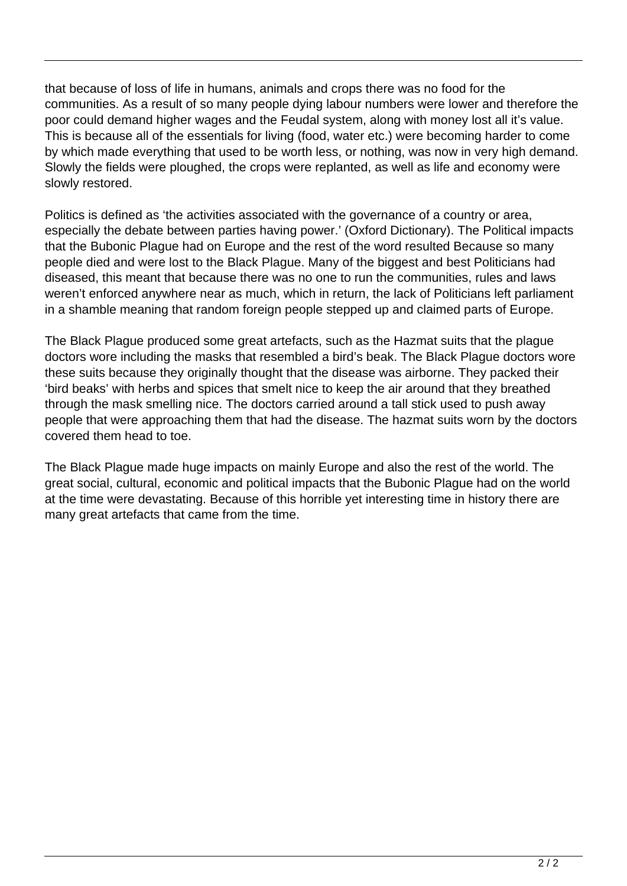that because of loss of life in humans, animals and crops there was no food for the communities. As a result of so many people dying labour numbers were lower and therefore the poor could demand higher wages and the Feudal system, along with money lost all it's value. This is because all of the essentials for living (food, water etc.) were becoming harder to come by which made everything that used to be worth less, or nothing, was now in very high demand. Slowly the fields were ploughed, the crops were replanted, as well as life and economy were slowly restored.

Politics is defined as 'the activities associated with the governance of a country or area, especially the debate between parties having power.' (Oxford Dictionary). The Political impacts that the Bubonic Plague had on Europe and the rest of the word resulted Because so many people died and were lost to the Black Plague. Many of the biggest and best Politicians had diseased, this meant that because there was no one to run the communities, rules and laws weren't enforced anywhere near as much, which in return, the lack of Politicians left parliament in a shamble meaning that random foreign people stepped up and claimed parts of Europe.

The Black Plague produced some great artefacts, such as the Hazmat suits that the plague doctors wore including the masks that resembled a bird's beak. The Black Plague doctors wore these suits because they originally thought that the disease was airborne. They packed their 'bird beaks' with herbs and spices that smelt nice to keep the air around that they breathed through the mask smelling nice. The doctors carried around a tall stick used to push away people that were approaching them that had the disease. The hazmat suits worn by the doctors covered them head to toe.

The Black Plague made huge impacts on mainly Europe and also the rest of the world. The great social, cultural, economic and political impacts that the Bubonic Plague had on the world at the time were devastating. Because of this horrible yet interesting time in history there are many great artefacts that came from the time.